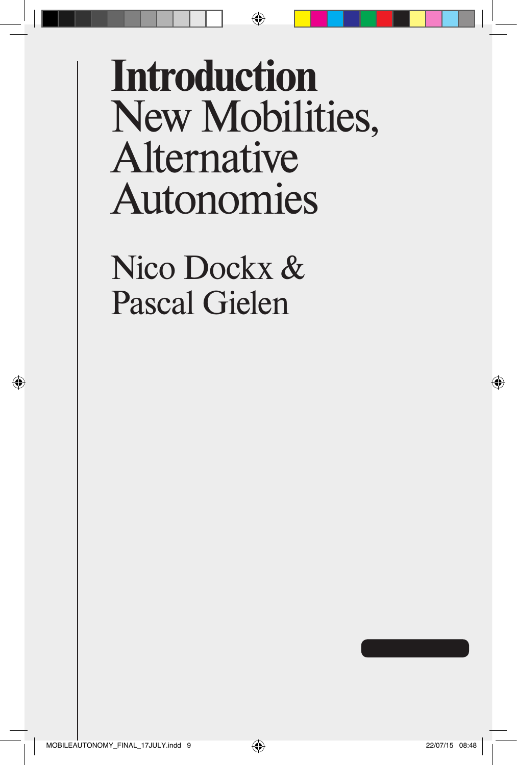# Introduction
## New Mobilities, Alternative Autonomies

Nico Dockx &
Pascal Gielen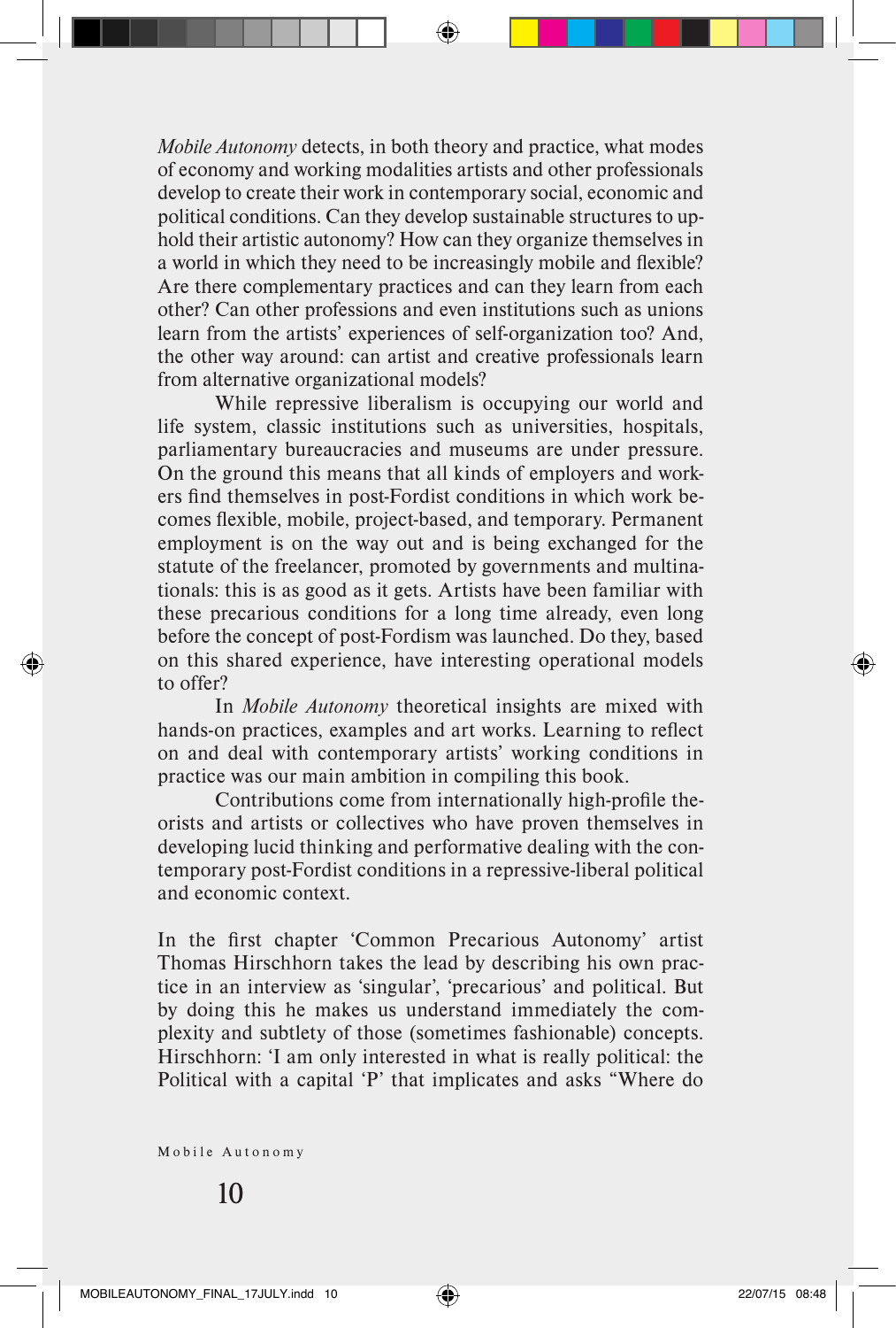*Mobile Autonomy* detects, in both theory and practice, what modes of economy and working modalities artists and other professionals develop to create their work in contemporary social, economic and political conditions. Can they develop sustainable structures to uphold their artistic autonomy? How can they organize themselves in a world in which they need to be increasingly mobile and flexible? Are there complementary practices and can they learn from each other? Can other professions and even institutions such as unions learn from the artists' experiences of self-organization too? And, the other way around: can artist and creative professionals learn from alternative organizational models?

While repressive liberalism is occupying our world and life system, classic institutions such as universities, hospitals, parliamentary bureaucracies and museums are under pressure. On the ground this means that all kinds of employers and workers find themselves in post-Fordist conditions in which work becomes flexible, mobile, project-based, and temporary. Permanent employment is on the way out and is being exchanged for the statute of the freelancer, promoted by governments and multinationals: this is as good as it gets. Artists have been familiar with these precarious conditions for a long time already, even long before the concept of post-Fordism was launched. Do they, based on this shared experience, have interesting operational models to offer?

In *Mobile Autonomy* theoretical insights are mixed with hands-on practices, examples and art works. Learning to reflect on and deal with contemporary artists' working conditions in practice was our main ambition in compiling this book.

Contributions come from internationally high-profile theorists and artists or collectives who have proven themselves in developing lucid thinking and performative dealing with the contemporary post-Fordist conditions in a repressive-liberal political and economic context.

In the first chapter 'Common Precarious Autonomy' artist Thomas Hirschhorn takes the lead by describing his own practice in an interview as 'singular', 'precarious' and political. But by doing this he makes us understand immediately the complexity and subtlety of those (sometimes fashionable) concepts. Hirschhorn: 'I am only interested in what is really political: the Political with a capital 'P' that implicates and asks "Where do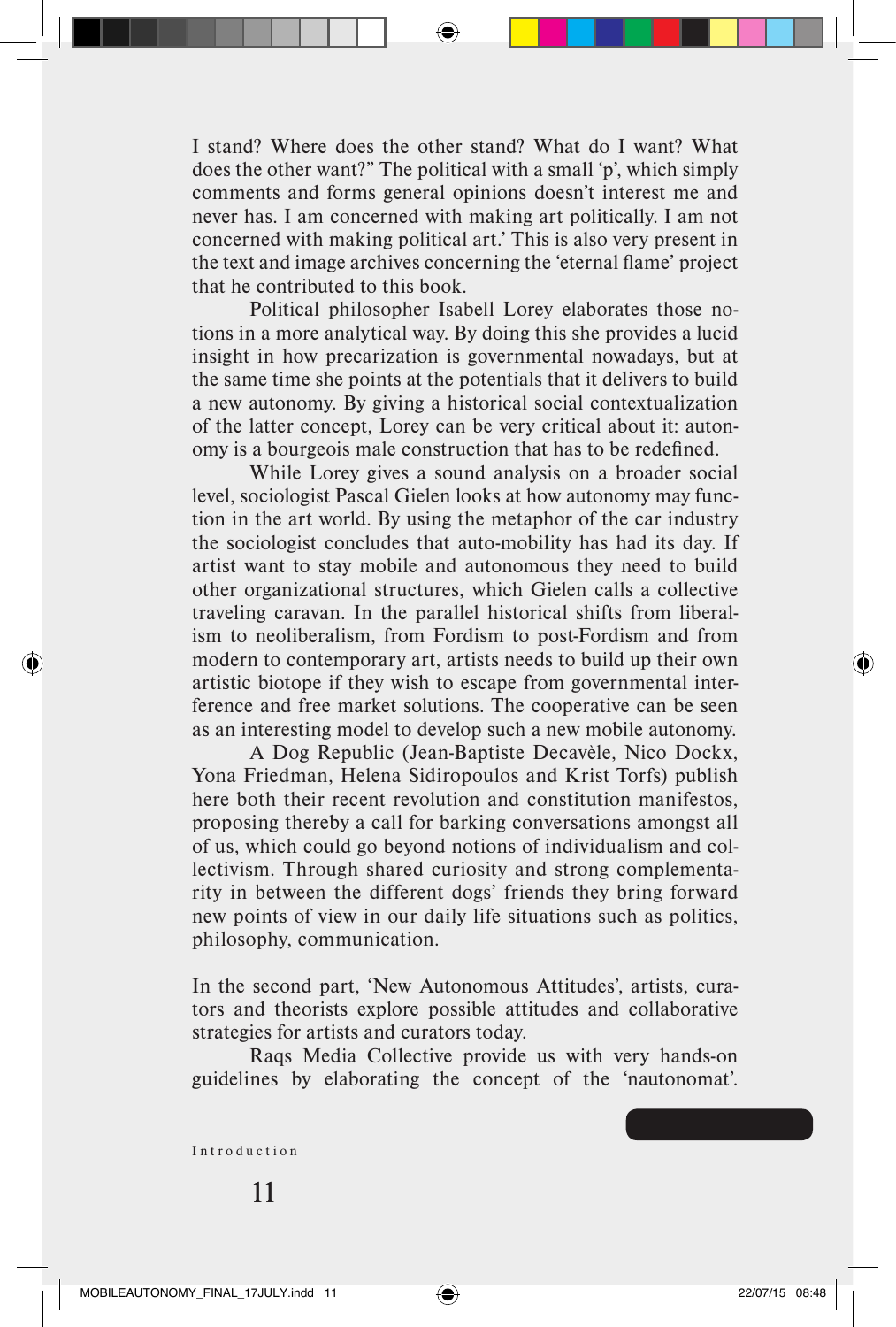I stand? Where does the other stand? What do I want? What does the other want?" The political with a small 'p', which simply comments and forms general opinions doesn't interest me and never has. I am concerned with making art politically. I am not concerned with making political art.' This is also very present in the text and image archives concerning the 'eternal flame' project that he contributed to this book.

Political philosopher Isabell Lorey elaborates those notions in a more analytical way. By doing this she provides a lucid insight in how precarization is governmental nowadays, but at the same time she points at the potentials that it delivers to build a new autonomy. By giving a historical social contextualization of the latter concept, Lorey can be very critical about it: autonomy is a bourgeois male construction that has to be redefined.

While Lorey gives a sound analysis on a broader social level, sociologist Pascal Gielen looks at how autonomy may function in the art world. By using the metaphor of the car industry the sociologist concludes that auto-mobility has had its day. If artist want to stay mobile and autonomous they need to build other organizational structures, which Gielen calls a collective traveling caravan. In the parallel historical shifts from liberalism to neoliberalism, from Fordism to post-Fordism and from modern to contemporary art, artists needs to build up their own artistic biotope if they wish to escape from governmental interference and free market solutions. The cooperative can be seen as an interesting model to develop such a new mobile autonomy.

A Dog Republic (Jean-Baptiste Decavèle, Nico Dockx, Yona Friedman, Helena Sidiropoulos and Krist Torfs) publish here both their recent revolution and constitution manifestos, proposing thereby a call for barking conversations amongst all of us, which could go beyond notions of individualism and collectivism. Through shared curiosity and strong complementarity in between the different dogs' friends they bring forward new points of view in our daily life situations such as politics, philosophy, communication.

In the second part, 'New Autonomous Attitudes', artists, curators and theorists explore possible attitudes and collaborative strategies for artists and curators today.

Raqs Media Collective provide us with very hands-on guidelines by elaborating the concept of the 'nautonomat'.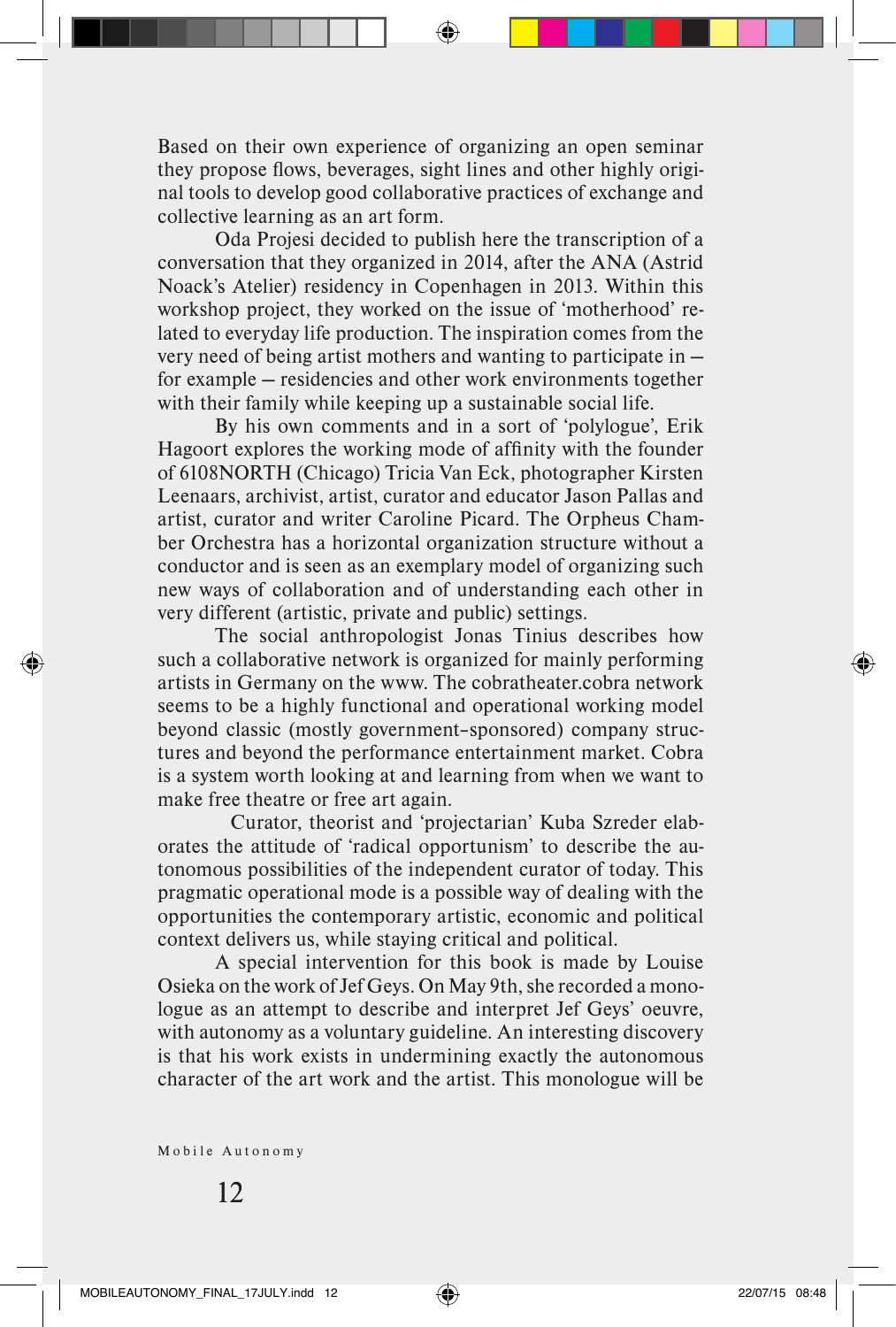Based on their own experience of organizing an open seminar they propose flows, beverages, sight lines and other highly original tools to develop good collaborative practices of exchange and collective learning as an art form.

Oda Projesi decided to publish here the transcription of a conversation that they organized in 2014, after the ANA (Astrid Noack's Atelier) residency in Copenhagen in 2013. Within this workshop project, they worked on the issue of 'motherhood' related to everyday life production. The inspiration comes from the very need of being artist mothers and wanting to participate in – for example – residencies and other work environments together with their family while keeping up a sustainable social life.

By his own comments and in a sort of 'polylogue', Erik Hagoort explores the working mode of affinity with the founder of 6108NORTH (Chicago) Tricia Van Eck, photographer Kirsten Leenaars, archivist, artist, curator and educator Jason Pallas and artist, curator and writer Caroline Picard. The Orpheus Chamber Orchestra has a horizontal organization structure without a conductor and is seen as an exemplary model of organizing such new ways of collaboration and of understanding each other in very different (artistic, private and public) settings.

The social anthropologist Jonas Tinius describes how such a collaborative network is organized for mainly performing artists in Germany on the www. The cobratheater.cobra network seems to be a highly functional and operational working model beyond classic (mostly government-sponsored) company structures and beyond the performance entertainment market. Cobra is a system worth looking at and learning from when we want to make free theatre or free art again.

Curator, theorist and 'projectarian' Kuba Szreder elaborates the attitude of 'radical opportunism' to describe the autonomous possibilities of the independent curator of today. This pragmatic operational mode is a possible way of dealing with the opportunities the contemporary artistic, economic and political context delivers us, while staying critical and political.

A special intervention for this book is made by Louise Osieka on the work of Jef Geys. On May 9th, she recorded a monologue as an attempt to describe and interpret Jef Geys' oeuvre, with autonomy as a voluntary guideline. An interesting discovery is that his work exists in undermining exactly the autonomous character of the art work and the artist. This monologue will be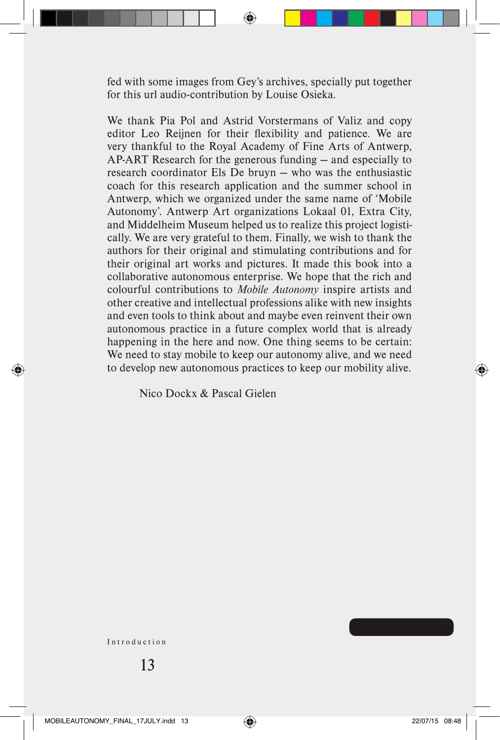fed with some images from Gey's archives, specially put together for this url audio-contribution by Louise Osieka.

We thank Pia Pol and Astrid Vorstermans of Valiz and copy editor Leo Reijnen for their flexibility and patience. We are very thankful to the Royal Academy of Fine Arts of Antwerp, AP-ART Research for the generous funding — and especially to research coordinator Els De bruyn — who was the enthusiastic coach for this research application and the summer school in Antwerp, which we organized under the same name of 'Mobile Autonomy'. Antwerp Art organizations Lokaal 01, Extra City, and Middelheim Museum helped us to realize this project logistically. We are very grateful to them. Finally, we wish to thank the authors for their original and stimulating contributions and for their original art works and pictures. It made this book into a collaborative autonomous enterprise. We hope that the rich and colourful contributions to *Mobile Autonomy* inspire artists and other creative and intellectual professions alike with new insights and even tools to think about and maybe even reinvent their own autonomous practice in a future complex world that is already happening in the here and now. One thing seems to be certain: We need to stay mobile to keep our autonomy alive, and we need to develop new autonomous practices to keep our mobility alive.

Nico Dockx & Pascal Gielen